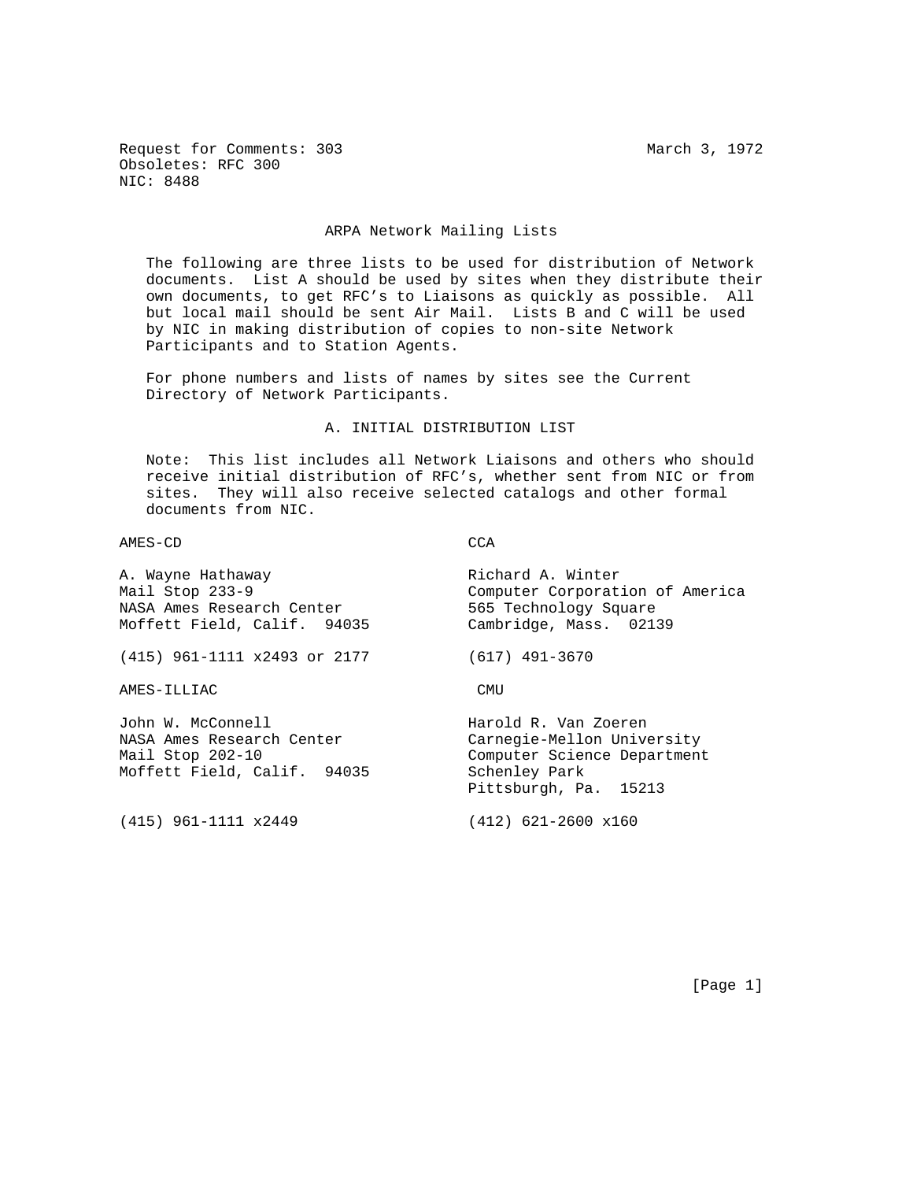Request for Comments: 303 March 3, 1972
Obsoletes: RFC 300
NIC: 8488

# ARPA Network Mailing Lists

The following are three lists to be used for distribution of Network documents. List A should be used by sites when they distribute their own documents, to get RFC's to Liaisons as quickly as possible. All but local mail should be sent Air Mail. Lists B and C will be used by NIC in making distribution of copies to non-site Network Participants and to Station Agents.

For phone numbers and lists of names by sites see the Current Directory of Network Participants.

## A. INITIAL DISTRIBUTION LIST

Note: This list includes all Network Liaisons and others who should receive initial distribution of RFC's, whether sent from NIC or from sites. They will also receive selected catalogs and other formal documents from NIC.

AMES-CD

A. Wayne Hathaway
Mail Stop 233-9
NASA Ames Research Center
Moffett Field, Calif. 94035

(415) 961-1111 x2493 or 2177

AMES-ILLIAC

John W. McConnell
NASA Ames Research Center
Mail Stop 202-10
Moffett Field, Calif. 94035

(415) 961-1111 x2449

CCA

Richard A. Winter
Computer Corporation of America
565 Technology Square
Cambridge, Mass. 02139

(617) 491-3670

CMU

Harold R. Van Zoeren
Carnegie-Mellon University
Computer Science Department
Schenley Park
Pittsburgh, Pa. 15213

(412) 621-2600 x160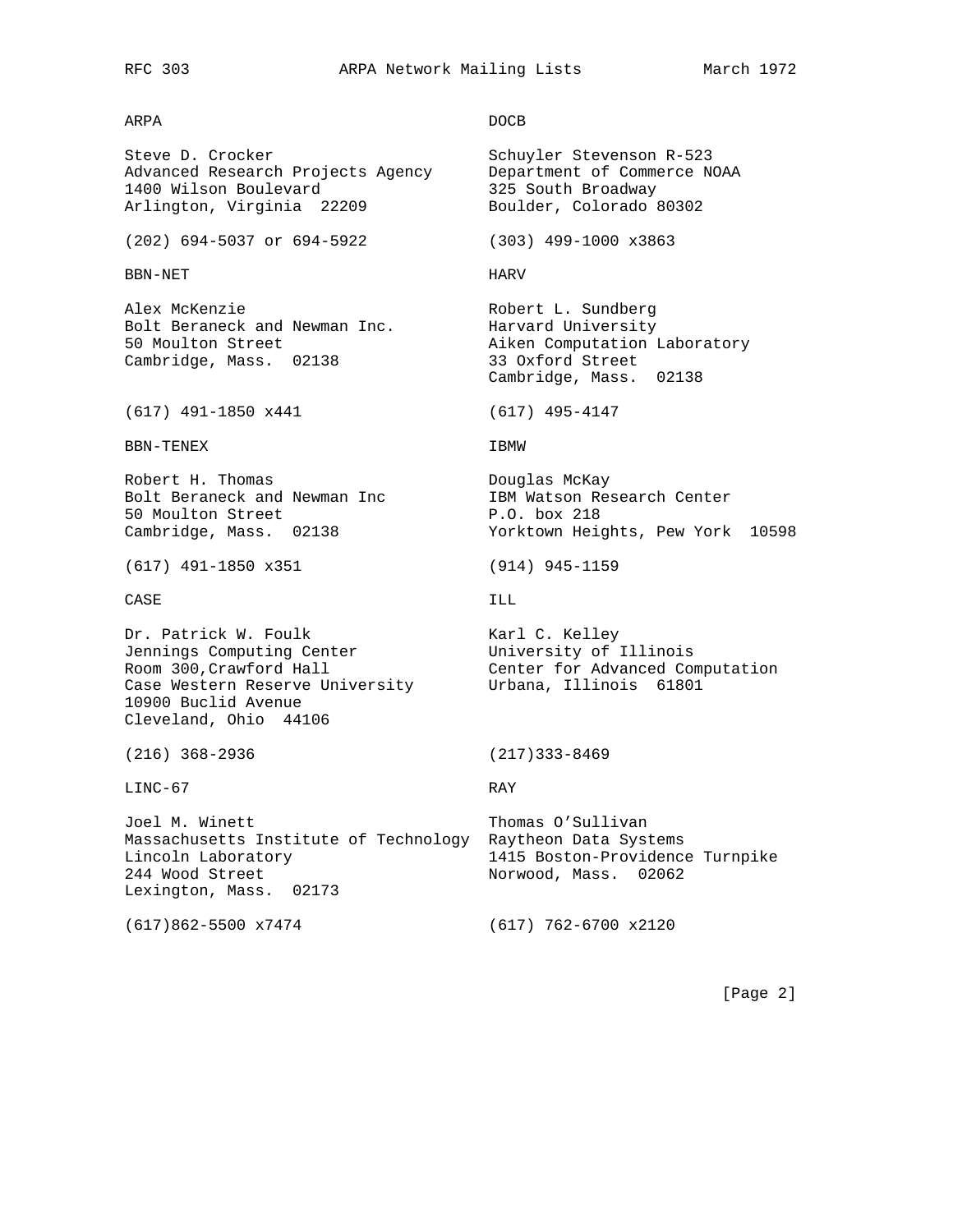ARPA

Steve D. Crocker
Advanced Research Projects Agency
1400 Wilson Boulevard
Arlington, Virginia 22209

(202) 694-5037 or 694-5922

DOCB

Schuyler Stevenson R-523
Department of Commerce NOAA
325 South Broadway
Boulder, Colorado 80302

(303) 499-1000 x3863

BBN-NET

Alex McKenzie
Bolt Beraneck and Newman Inc.
50 Moulton Street
Cambridge, Mass. 02138

(617) 491-1850 x441

HARV

Robert L. Sundberg
Harvard University
Aiken Computation Laboratory
33 Oxford Street
Cambridge, Mass. 02138

(617) 495-4147

BBN-TENEX

Robert H. Thomas
Bolt Beraneck and Newman Inc
50 Moulton Street
Cambridge, Mass. 02138

(617) 491-1850 x351

IBMW

Douglas McKay
IBM Watson Research Center
P.O. box 218
Yorktown Heights, Pew York 10598

(914) 945-1159

CASE

Dr. Patrick W. Foulk
Jennings Computing Center
Room 300,Crawford Hall
Case Western Reserve University
10900 Buclid Avenue
Cleveland, Ohio 44106

(216) 368-2936

ILL

Karl C. Kelley
University of Illinois
Center for Advanced Computation
Urbana, Illinois 61801

(217)333-8469

LINC-67

Joel M. Winett
Massachusetts Institute of Technology
Lincoln Laboratory
244 Wood Street
Lexington, Mass. 02173

(617)862-5500 x7474

RAY

Thomas O'Sullivan
Raytheon Data Systems
1415 Boston-Providence Turnpike
Norwood, Mass. 02062

(617) 762-6700 x2120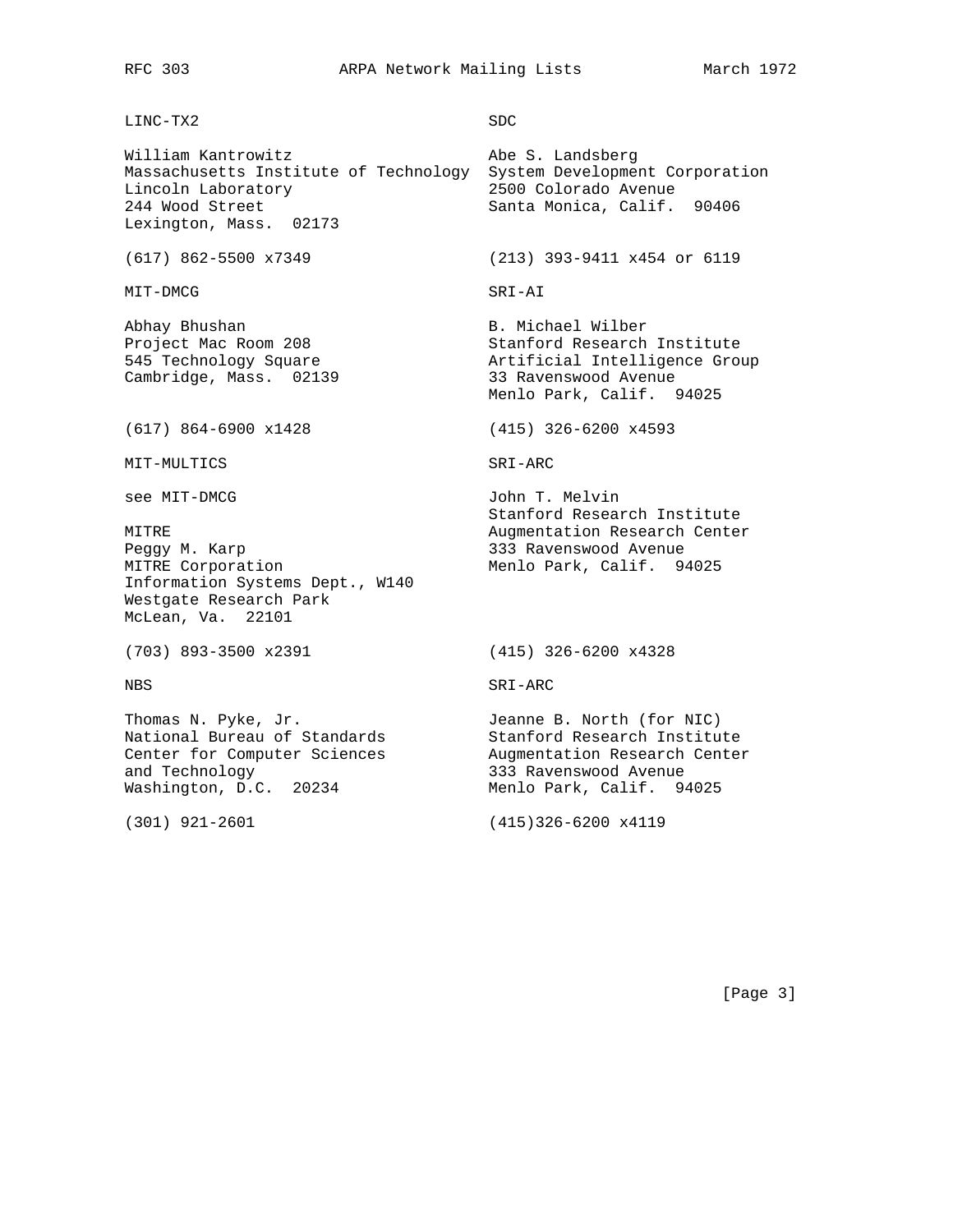LINC-TX2

William Kantrowitz
Massachusetts Institute of Technology
Lincoln Laboratory
244 Wood Street
Lexington, Mass.  02173

(617) 862-5500 x7349

MIT-DMCG

Abhay Bhushan
Project Mac Room 208
545 Technology Square
Cambridge, Mass.  02139

(617) 864-6900 x1428

MIT-MULTICS

see MIT-DMCG

MITRE

Peggy M. Karp
MITRE Corporation
Information Systems Dept., W140
Westgate Research Park
McLean, Va.  22101

(703) 893-3500 x2391

NBS

Thomas N. Pyke, Jr.
National Bureau of Standards
Center for Computer Sciences
and Technology
Washington, D.C.  20234

(301) 921-2601

SDC

Abe S. Landsberg
System Development Corporation
2500 Colorado Avenue
Santa Monica, Calif.  90406

(213) 393-9411 x454 or 6119

SRI-AI

B. Michael Wilber
Stanford Research Institute
Artificial Intelligence Group
33 Ravenswood Avenue
Menlo Park, Calif.  94025

(415) 326-6200 x4593

SRI-ARC

John T. Melvin
Stanford Research Institute
Augmentation Research Center
333 Ravenswood Avenue
Menlo Park, Calif.  94025

(415) 326-6200 x4328

SRI-ARC

Jeanne B. North (for NIC)
Stanford Research Institute
Augmentation Research Center
333 Ravenswood Avenue
Menlo Park, Calif.  94025

(415)326-6200 x4119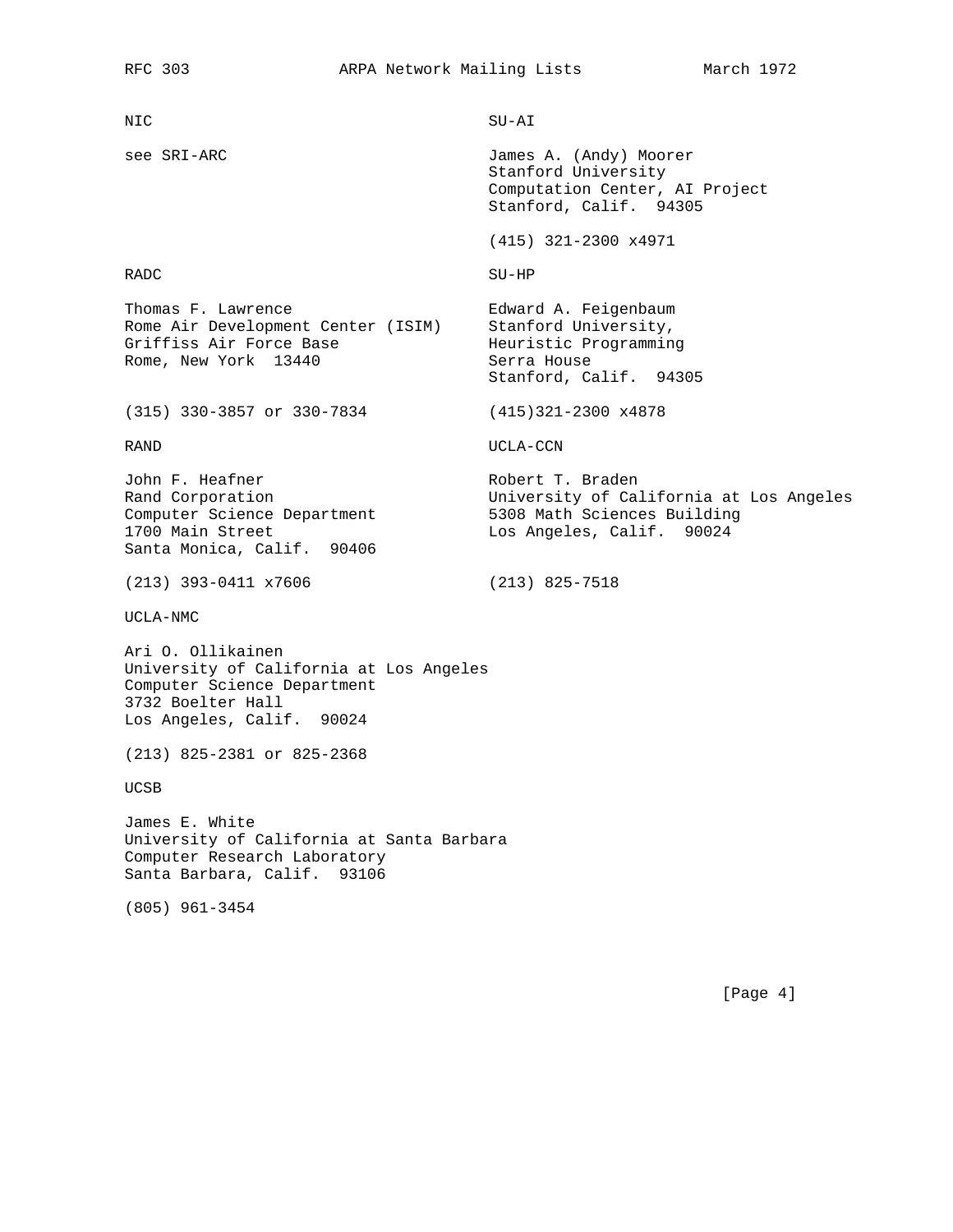NIC

see SRI-ARC

SU-AI

James A. (Andy) Moorer
Stanford University
Computation Center, AI Project
Stanford, Calif. 94305

(415) 321-2300 x4971

RADC

Thomas F. Lawrence
Rome Air Development Center (ISIM)
Griffiss Air Force Base
Rome, New York 13440

(315) 330-3857 or 330-7834

SU-HP

Edward A. Feigenbaum
Stanford University,
Heuristic Programming
Serra House
Stanford, Calif. 94305

(415)321-2300 x4878

RAND

John F. Heafner
Rand Corporation
Computer Science Department
1700 Main Street
Santa Monica, Calif. 90406

(213) 393-0411 x7606

UCLA-CCN

Robert T. Braden
University of California at Los Angeles
5308 Math Sciences Building
Los Angeles, Calif. 90024

(213) 825-7518

UCLA-NMC

Ari O. Ollikainen
University of California at Los Angeles
Computer Science Department
3732 Boelter Hall
Los Angeles, Calif. 90024

(213) 825-2381 or 825-2368

UCSB

James E. White
University of California at Santa Barbara
Computer Research Laboratory
Santa Barbara, Calif. 93106

(805) 961-3454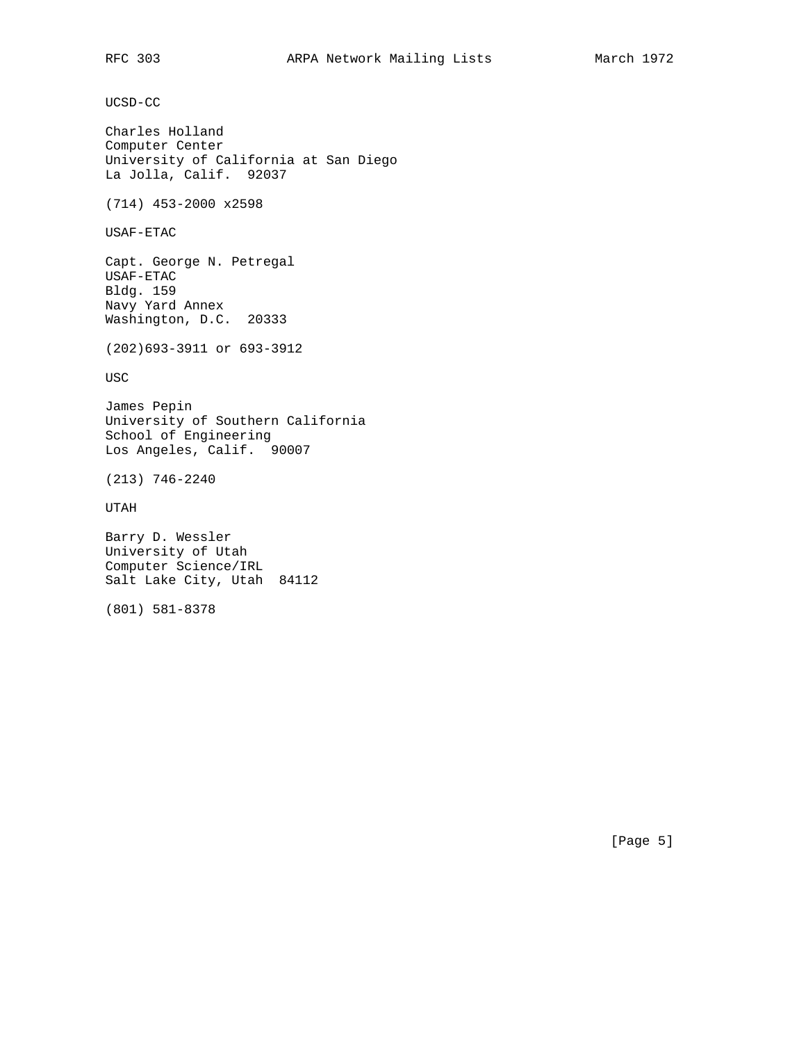UCSD-CC

Charles Holland
Computer Center
University of California at San Diego
La Jolla, Calif.  92037

(714) 453-2000 x2598

USAF-ETAC

Capt. George N. Petregal
USAF-ETAC
Bldg. 159
Navy Yard Annex
Washington, D.C.  20333

(202)693-3911 or 693-3912

USC

James Pepin
University of Southern California
School of Engineering
Los Angeles, Calif.  90007

(213) 746-2240

UTAH

Barry D. Wessler
University of Utah
Computer Science/IRL
Salt Lake City, Utah  84112

(801) 581-8378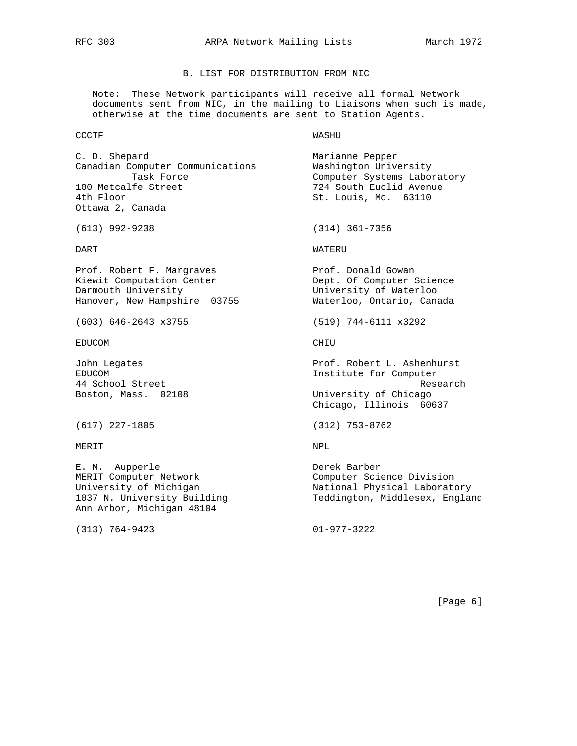## B. LIST FOR DISTRIBUTION FROM NIC

Note: These Network participants will receive all formal Network documents sent from NIC, in the mailing to Liaisons when such is made, otherwise at the time documents are sent to Station Agents.

CCCTF

C. D. Shepard
Canadian Computer Communications Task Force
100 Metcalfe Street
4th Floor
Ottawa 2, Canada

(613) 992-9238

DART

Prof. Robert F. Margraves
Kiewit Computation Center
Darmouth University
Hanover, New Hampshire 03755

(603) 646-2643 x3755

EDUCOM

John Legates
EDUCOM
44 School Street
Boston, Mass. 02108

(617) 227-1805

MERIT

E. M. Aupperle
MERIT Computer Network
University of Michigan
1037 N. University Building
Ann Arbor, Michigan 48104

(313) 764-9423

WASHU

Marianne Pepper
Washington University
Computer Systems Laboratory
724 South Euclid Avenue
St. Louis, Mo. 63110

(314) 361-7356

WATERU

Prof. Donald Gowan
Dept. Of Computer Science
University of Waterloo
Waterloo, Ontario, Canada

(519) 744-6111 x3292

CHIU

Prof. Robert L. Ashenhurst
Institute for Computer Research
University of Chicago
Chicago, Illinois 60637

(312) 753-8762

NPL

Derek Barber
Computer Science Division
National Physical Laboratory
Teddington, Middlesex, England

01-977-3222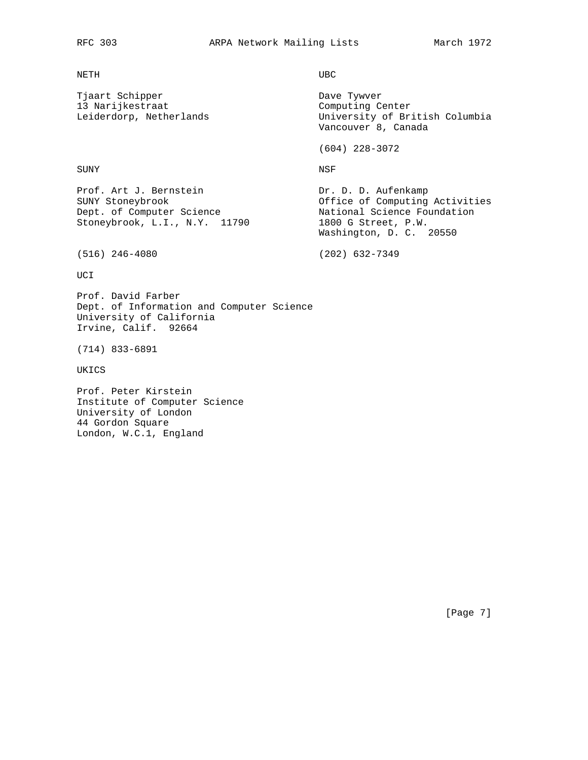NETH

Tjaart Schipper
13 Narijkestraat
Leiderdorp, Netherlands

UBC

Dave Tywver
Computing Center
University of British Columbia
Vancouver 8, Canada

(604) 228-3072

SUNY

Prof. Art J. Bernstein
SUNY Stoneybrook
Dept. of Computer Science
Stoneybrook, L.I., N.Y.  11790

(516) 246-4080

NSF

Dr. D. D. Aufenkamp
Office of Computing Activities
National Science Foundation
1800 G Street, P.W.
Washington, D. C.  20550

(202) 632-7349

UCI

Prof. David Farber
Dept. of Information and Computer Science
University of California
Irvine, Calif.  92664

(714) 833-6891

UKICS

Prof. Peter Kirstein
Institute of Computer Science
University of London
44 Gordon Square
London, W.C.1, England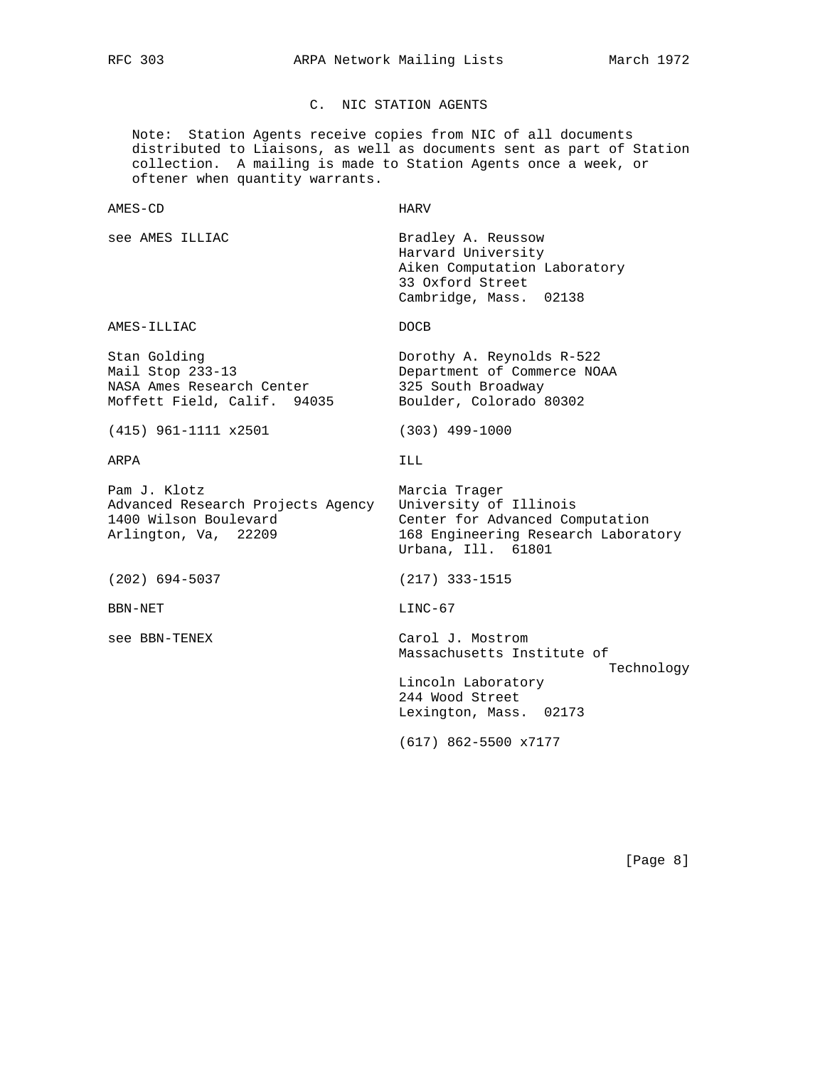## C. NIC STATION AGENTS

Note: Station Agents receive copies from NIC of all documents distributed to Liaisons, as well as documents sent as part of Station collection. A mailing is made to Station Agents once a week, or oftener when quantity warrants.

AMES-CD

see AMES ILLIAC

AMES-ILLIAC

Stan Golding
Mail Stop 233-13
NASA Ames Research Center
Moffett Field, Calif. 94035

(415) 961-1111 x2501

ARPA

Pam J. Klotz
Advanced Research Projects Agency
1400 Wilson Boulevard
Arlington, Va, 22209

(202) 694-5037

BBN-NET

see BBN-TENEX

HARV

Bradley A. Reussow
Harvard University
Aiken Computation Laboratory
33 Oxford Street
Cambridge, Mass. 02138

DOCB

Dorothy A. Reynolds R-522
Department of Commerce NOAA
325 South Broadway
Boulder, Colorado 80302

(303) 499-1000

ILL

Marcia Trager
University of Illinois
Center for Advanced Computation
168 Engineering Research Laboratory
Urbana, Ill. 61801

(217) 333-1515

LINC-67

Carol J. Mostrom
Massachusetts Institute of Technology
Lincoln Laboratory
244 Wood Street
Lexington, Mass. 02173

(617) 862-5500 x7177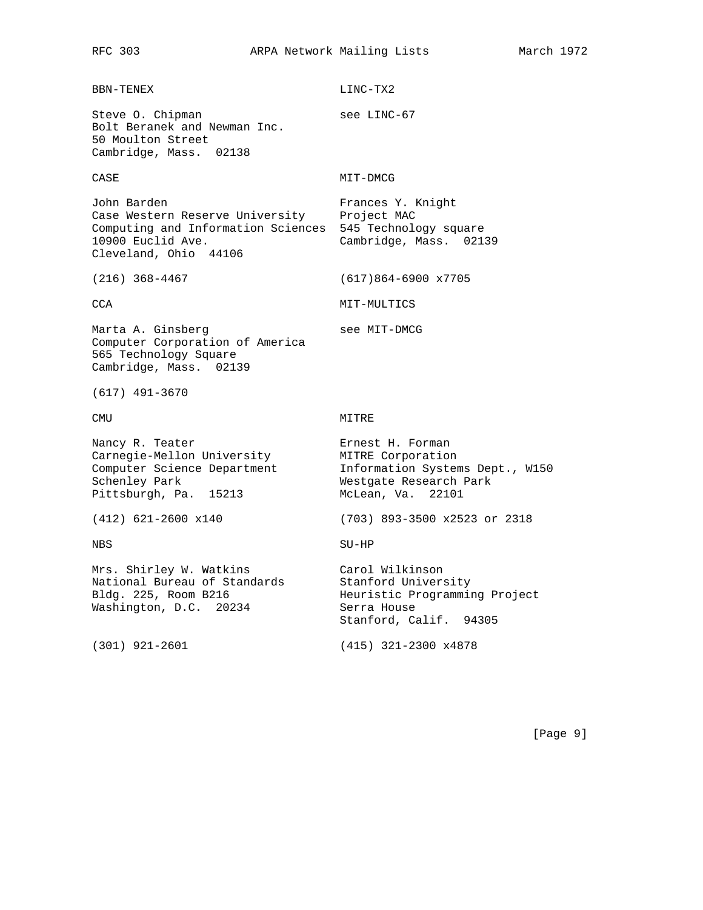BBN-TENEX

Steve O. Chipman
Bolt Beranek and Newman Inc.
50 Moulton Street
Cambridge, Mass.  02138

CASE

John Barden
Case Western Reserve University
Computing and Information Sciences
10900 Euclid Ave.
Cleveland, Ohio  44106

(216) 368-4467

CCA

Marta A. Ginsberg
Computer Corporation of America
565 Technology Square
Cambridge, Mass.  02139

(617) 491-3670

CMU

Nancy R. Teater
Carnegie-Mellon University
Computer Science Department
Schenley Park
Pittsburgh, Pa.  15213

(412) 621-2600 x140

NBS

Mrs. Shirley W. Watkins
National Bureau of Standards
Bldg. 225, Room B216
Washington, D.C.  20234

(301) 921-2601

LINC-TX2

see LINC-67

MIT-DMCG

Frances Y. Knight
Project MAC
545 Technology square
Cambridge, Mass.  02139

(617)864-6900 x7705

MIT-MULTICS

see MIT-DMCG

MITRE

Ernest H. Forman
MITRE Corporation
Information Systems Dept., W150
Westgate Research Park
McLean, Va.  22101

(703) 893-3500 x2523 or 2318

SU-HP

Carol Wilkinson
Stanford University
Heuristic Programming Project
Serra House
Stanford, Calif.  94305

(415) 321-2300 x4878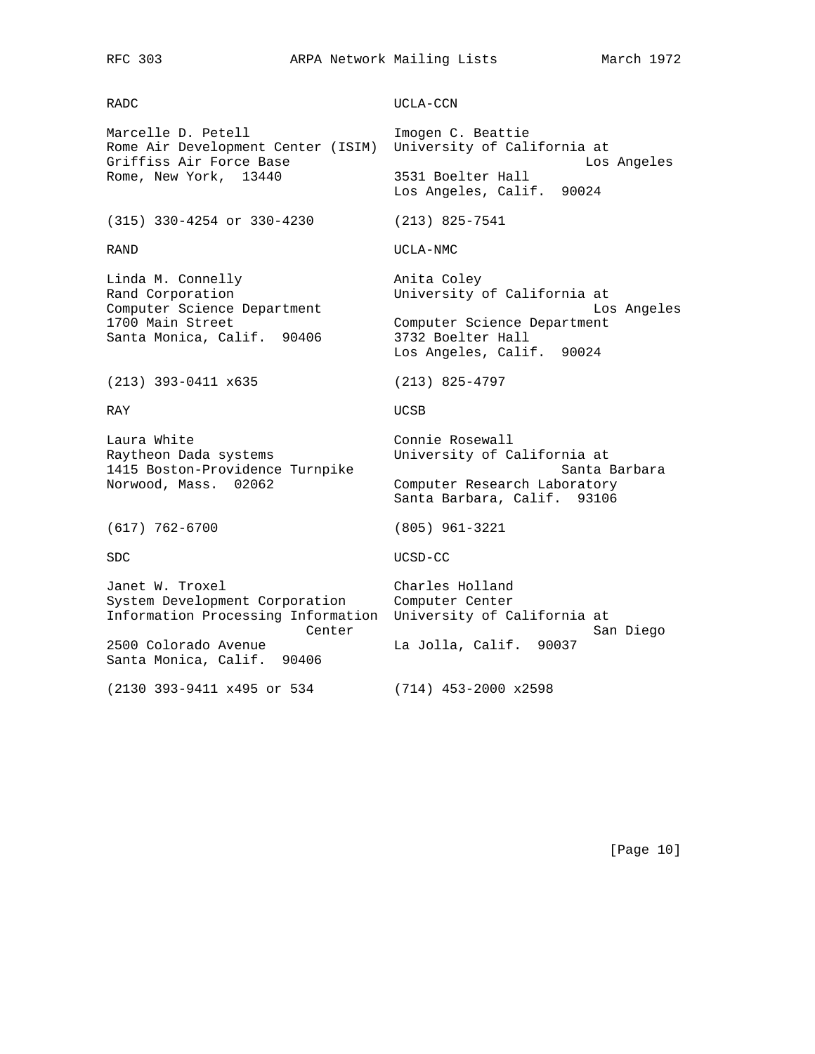RADC

Marcelle D. Petell
Rome Air Development Center (ISIM)
Griffiss Air Force Base
Rome, New York, 13440

(315) 330-4254 or 330-4230

UCLA-CCN

Imogen C. Beattie
University of California at Los Angeles
3531 Boelter Hall
Los Angeles, Calif. 90024

(213) 825-7541

RAND

Linda M. Connelly
Rand Corporation
Computer Science Department
1700 Main Street
Santa Monica, Calif. 90406

(213) 393-0411 x635

UCLA-NMC

Anita Coley
University of California at Los Angeles
Computer Science Department
3732 Boelter Hall
Los Angeles, Calif. 90024

(213) 825-4797

RAY

Laura White
Raytheon Dada systems
1415 Boston-Providence Turnpike
Norwood, Mass. 02062

(617) 762-6700

UCSB

Connie Rosewall
University of California at Santa Barbara
Computer Research Laboratory
Santa Barbara, Calif. 93106

(805) 961-3221

SDC

Janet W. Troxel
System Development Corporation
Information Processing Information Center
2500 Colorado Avenue
Santa Monica, Calif. 90406

(2130 393-9411 x495 or 534

UCSD-CC

Charles Holland
Computer Center
University of California at San Diego
La Jolla, Calif. 90037

(714) 453-2000 x2598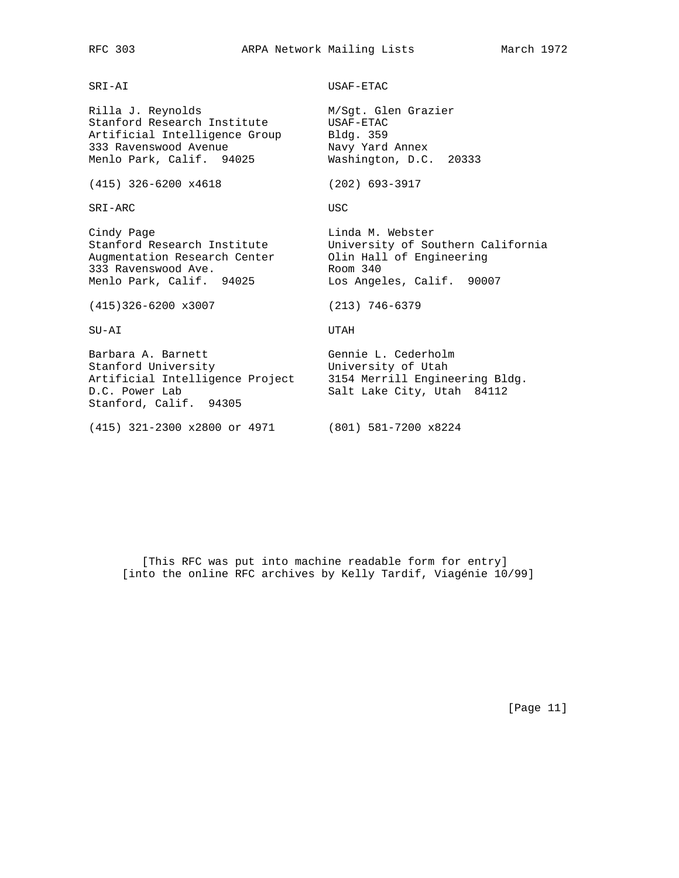SRI-AI

Rilla J. Reynolds
Stanford Research Institute
Artificial Intelligence Group
333 Ravenswood Avenue
Menlo Park, Calif. 94025

(415) 326-6200 x4618

SRI-ARC

Cindy Page
Stanford Research Institute
Augmentation Research Center
333 Ravenswood Ave.
Menlo Park, Calif. 94025

(415)326-6200 x3007

SU-AI

Barbara A. Barnett
Stanford University
Artificial Intelligence Project
D.C. Power Lab
Stanford, Calif. 94305

(415) 321-2300 x2800 or 4971

USAF-ETAC

M/Sgt. Glen Grazier
USAF-ETAC
Bldg. 359
Navy Yard Annex
Washington, D.C. 20333

(202) 693-3917

USC

Linda M. Webster
University of Southern California
Olin Hall of Engineering
Room 340
Los Angeles, Calif. 90007

(213) 746-6379

UTAH

Gennie L. Cederholm
University of Utah
3154 Merrill Engineering Bldg.
Salt Lake City, Utah 84112

(801) 581-7200 x8224

[This RFC was put into machine readable form for entry]
[into the online RFC archives by Kelly Tardif, Viagénie 10/99]